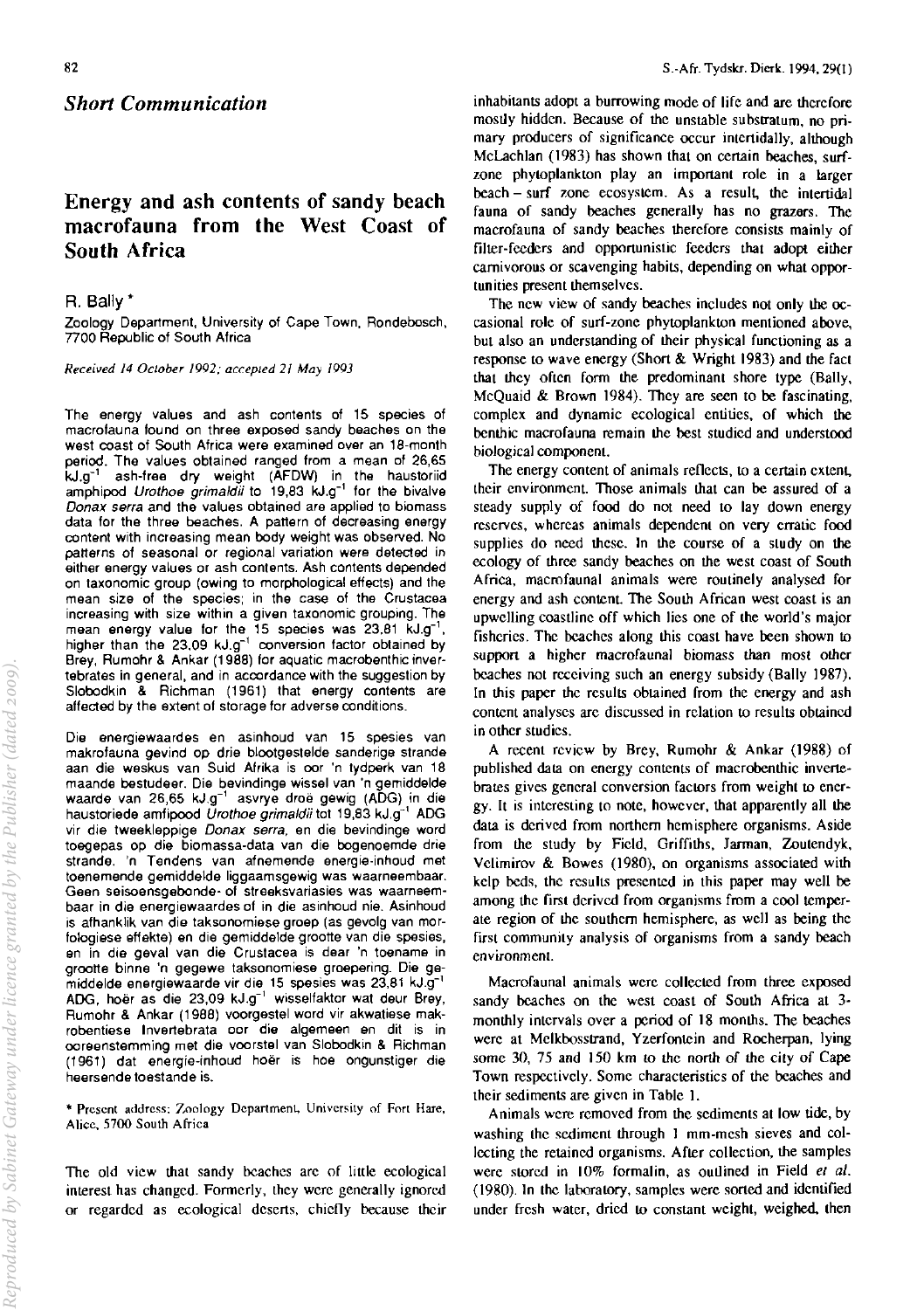## *Short Communication*

# Energy and ash contents of sandy beach macrofauna from the West Coast of South Africa

R. Bally *

Zoology Department, University of Cape Town, Rondebosch, 7700 Republic of South Africa

*Received 14 October 1992; accepted 21 May 1993*

The energy values and ash contents of 15 species of macrofauna found on three exposed sandy beaches on the west coast of South Africa were examined over an 18-month period. The values obtained ranged from a mean of 26,65 $kJ.g^{-1}$ ash-free dry weight (AFDW) in the haustoriid amphipod *Urothoe grimaldii* to 19,83 $kJ.g^{-1}$ for the bivalve *Donax serra* and the values obtained are applied to biomass data for the three beaches. A pattern of decreasing energy content with increasing mean body weight was observed. No patterns of seasonal or regional variation were detected in either energy values or ash contents. Ash contents depended on taxonomic group (owing to morphological effects) and the mean size of the species; in the case of the Crustacea increasing with size within a given taxonomic grouping. The mean energy value for the 15 species was 23,81 $kJ.g^{-1}$, higher than the 23,09 $kJ.g^{-1}$ conversion factor obtained by Brey, Rumohr & Ankar (1988) for aquatic macrobenthic invertebrates in general, and in accordance with the suggestion by Slobodkin & Richman (1961) that energy contents are affected by the extent of storage for adverse conditions.

Die energiewaardes en asinhoud van 15 spesies van makrofauna gevind op drie blootgestelde sanderige strande aan die weskus van Suid Afrika is oor 'n tydperk van 18 maande bestudeer. Die bevindinge wissel van 'n gemiddelde waarde van 26,65 $kJ.g^{-1}$ asvrye droë gewig (ADG) in die haustoriede amfipood *Urothoe grimaldii* tot 19,83 $kJ.g^{-1}$ ADG vir die tweekleppige *Donax serra*, en die bevindinge word toegepas op die biomassa-data van die bogenoemde drie strande. 'n Tendens van afnemende energie-inhoud met toenemende gemiddelde liggaamsgewig was waarneembaar. Geen seisoensgebonde- of streeksvariasies was waarneembaar in die energiewaardes of in die asinhoud nie. Asinhoud is afhanklik van die taksonomiese groep (as gevolg van morfologiese effekte) en die gemiddelde grootte van die spesies, en in die geval van die Crustacea is daar 'n toename in grootte binne 'n gegewe taksonomiese groepering. Die gemiddelde energiewaarde vir die 15 spesies was 23,81 $kJ.g^{-1}$ ADG, hoër as die 23,09 $kJ.g^{-1}$ wisselfaktor wat deur Brey, Rumohr & Ankar (1988) voorgestel word vir akwatiese makrobentiese Invertebrata oor die algemeen en dit is in ooreenstemming met die voorstel van Slobodkin & Richman (1961) dat energie-inhoud hoër is hoe ongunstiger die heersende toestande is.

\* Present address: Zoology Department, University of Fort Hare, Alice, 5700 South Africa

The old view that sandy beaches are of little ecological interest has changed. Formerly, they were generally ignored or regarded as ecological deserts, chiefly because their inhabitants adopt a burrowing mode of life and are therefore mostly hidden. Because of the unstable substratum, no primary producers of significance occur intertidally, although McLachlan (1983) has shown that on certain beaches, surf-zone phytoplankton play an important role in a larger beach – surf zone ecosystem. As a result, the intertidal fauna of sandy beaches generally has no grazers. The macrofauna of sandy beaches therefore consists mainly of filter-feeders and opportunistic feeders that adopt either carnivorous or scavenging habits, depending on what opportunities present themselves.

The new view of sandy beaches includes not only the occasional role of surf-zone phytoplankton mentioned above, but also an understanding of their physical functioning as a response to wave energy (Short & Wright 1983) and the fact that they often form the predominant shore type (Bally, McQuaid & Brown 1984). They are seen to be fascinating, complex and dynamic ecological entities, of which the benthic macrofauna remain the best studied and understood biological component.

The energy content of animals reflects, to a certain extent, their environment. Those animals that can be assured of a steady supply of food do not need to lay down energy reserves, whereas animals dependent on very erratic food supplies do need these. In the course of a study on the ecology of three sandy beaches on the west coast of South Africa, macrofaunal animals were routinely analysed for energy and ash content. The South African west coast is an upwelling coastline off which lies one of the world's major fisheries. The beaches along this coast have been shown to support a higher macrofaunal biomass than most other beaches not receiving such an energy subsidy (Bally 1987). In this paper the results obtained from the energy and ash content analyses are discussed in relation to results obtained in other studies.

A recent review by Brey, Rumohr & Ankar (1988) of published data on energy contents of macrobenthic invertebrates gives general conversion factors from weight to energy. It is interesting to note, however, that apparently all the data is derived from northern hemisphere organisms. Aside from the study by Field, Griffiths, Jarman, Zoutendyk, Velimirov & Bowes (1980), on organisms associated with kelp beds, the results presented in this paper may well be among the first derived from organisms from a cool temperate region of the southern hemisphere, as well as being the first community analysis of organisms from a sandy beach environment.

Macrofaunal animals were collected from three exposed sandy beaches on the west coast of South Africa at 3-monthly intervals over a period of 18 months. The beaches were at Melkbosstrand, Yzerfontein and Rocherpan, lying some 30, 75 and 150 km to the north of the city of Cape Town respectively. Some characteristics of the beaches and their sediments are given in Table 1.

Animals were removed from the sediments at low tide, by washing the sediment through 1 mm-mesh sieves and collecting the retained organisms. After collection, the samples were stored in 10% formalin, as outlined in Field *et al.* (1980). In the laboratory, samples were sorted and identified under fresh water, dried to constant weight, weighed, then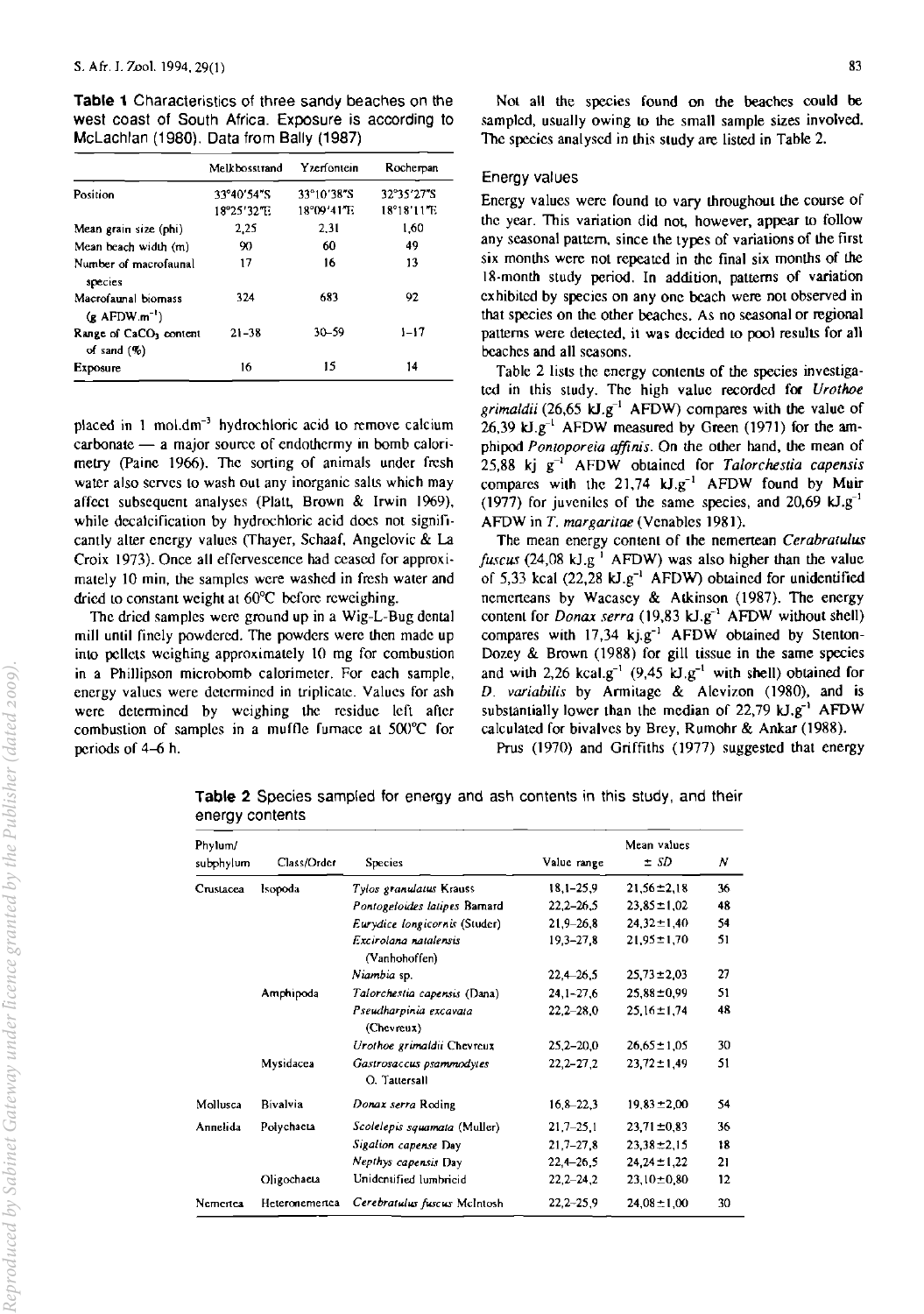**Table 1** Characteristics of three sandy beaches on the west coast of South Africa. Exposure is according to McLachlan (1980). Data from Bally (1987)

| | Melkbosstrand | Yzerfontein | Rocherpan |
|---|---|---|---|
| Position | 33°40'54"S 18°25'32"E | 33°10'38"S 18°09'41"E | 32°35'27"S 18°18'11"E |
| Mean grain size (phi) | 2,25 | 2,31 | 1,60 |
| Mean beach width (m) | 90 | 60 | 49 |
| Number of macrofaunal species | 17 | 16 | 13 |
| Macrofaunal biomass (g AFDW.m$^{-1}$) | 324 | 683 | 92 |
| Range of $CaCO_3$ content of sand (%) | 21–38 | 30–59 | 1–17 |
| Exposure | 16 | 15 | 14 |

placed in 1 mol.dm$^{-3}$ hydrochloric acid to remove calcium carbonate — a major source of endothermy in bomb calorimetry (Paine 1966). The sorting of animals under fresh water also serves to wash out any inorganic salts which may affect subsequent analyses (Platt, Brown & Irwin 1969), while decalcification by hydrochloric acid does not significantly alter energy values (Thayer, Schaaf, Angelovic & La Croix 1973). Once all effervescence had ceased for approximately 10 min, the samples were washed in fresh water and dried to constant weight at 60°C before reweighing.

The dried samples were ground up in a Wig-L-Bug dental mill until finely powdered. The powders were then made up into pellets weighing approximately 10 mg for combustion in a Phillipson microbomb calorimeter. For each sample, energy values were determined in triplicate. Values for ash were determined by weighing the residue left after combustion of samples in a muffle furnace at 500°C for periods of 4–6 h.

Not all the species found on the beaches could be sampled, usually owing to the small sample sizes involved. The species analysed in this study are listed in Table 2.

## Energy values

Energy values were found to vary throughout the course of the year. This variation did not, however, appear to follow any seasonal pattern, since the types of variations of the first six months were not repeated in the final six months of the 18-month study period. In addition, patterns of variation exhibited by species on any one beach were not observed in that species on the other beaches. As no seasonal or regional patterns were detected, it was decided to pool results for all beaches and all seasons.

Table 2 lists the energy contents of the species investigated in this study. The high value recorded for *Urothoe grimaldii* (26,65 kJ.g$^{-1}$ AFDW) compares with the value of 26,39 kJ.g$^{-1}$ AFDW measured by Green (1971) for the amphipod *Pontoporeia affinis*. On the other hand, the mean of 25,88 kj g$^{-1}$ AFDW obtained for *Talorchestia capensis* compares with the 21,74 kJ.g$^{-1}$ AFDW found by Muir (1977) for juveniles of the same species, and 20,69 kJ.g$^{-1}$ AFDW in *T. margaritae* (Venables 1981).

The mean energy content of the nemertean *Cerabratulus fuscus* (24,08 kJ.g$^{-1}$ AFDW) was also higher than the value of 5,33 kcal (22,28 kJ.g$^{-1}$ AFDW) obtained for unidentified nemerteans by Wacasey & Atkinson (1987). The energy content for *Donax serra* (19,83 kJ.g$^{-1}$ AFDW without shell) compares with 17,34 kj.g$^{-1}$ AFDW obtained by Stenton-Dozey & Brown (1988) for gill tissue in the same species and with 2,26 kcal.g$^{-1}$ (9,45 kJ.g$^{-1}$ with shell) obtained for *D. variabilis* by Armitage & Alevizon (1980), and is substantially lower than the median of 22,79 kJ.g$^{-1}$ AFDW calculated for bivalves by Brey, Rumohr & Ankar (1988).

Prus (1970) and Griffiths (1977) suggested that energy

**Table 2** Species sampled for energy and ash contents in this study, and their energy contents

| Phylum/ subphylum | Class/Order | Species | Value range | Mean values ± SD | N |
|---|---|---|---|---|---|
| Crustacea | Isopoda | *Tylos granulatus* Krauss | 18,1–25,9 | 21,56±2,18 | 36 |
| | | *Pontogeloides latipes* Barnard | 22,2–26,5 | 23,85±1,02 | 48 |
| | | *Eurydice longicornis* (Studer) | 21,9–26,8 | 24,32±1,40 | 54 |
| | | *Excirolana natalensis* (Vanhohoffen) | 19,3–27,8 | 21,95±1,70 | 51 |
| | | *Niambia* sp. | 22,4–26,5 | 25,73±2,03 | 27 |
| | Amphipoda | *Talorchestia capensis* (Dana) | 24,1–27,6 | 25,88±0,99 | 51 |
| | | *Pseudharpinia excavata* (Chevreux) | 22,2–28,0 | 25,16±1,74 | 48 |
| | | *Urothoe grimaldii* Chevreux | 25,2–20,0 | 26,65±1,05 | 30 |
| | Mysidacea | *Gastrosaccus psammodytes* O. Tattersall | 22,2–27,2 | 23,72±1,49 | 51 |
| Mollusca | Bivalvia | *Donax serra* Roding | 16,8–22,3 | 19,83±2,00 | 54 |
| Annelida | Polychaeta | *Scolelepis squamata* (Muller) | 21,7–25,1 | 23,71±0,83 | 36 |
| | | *Sigalion capense* Day | 21,7–27,8 | 23,38±2,15 | 18 |
| | | *Nepthys capensis* Day | 22,4–26,5 | 24,24±1,22 | 21 |
| | Oligochaeta | Unidentified lumbricid | 22,2–24,2 | 23,10±0,80 | 12 |
| Nemertea | Heteronemertea | *Cerebratulus fuscus* McIntosh | 22,2–25,9 | 24,08±1,00 | 30 |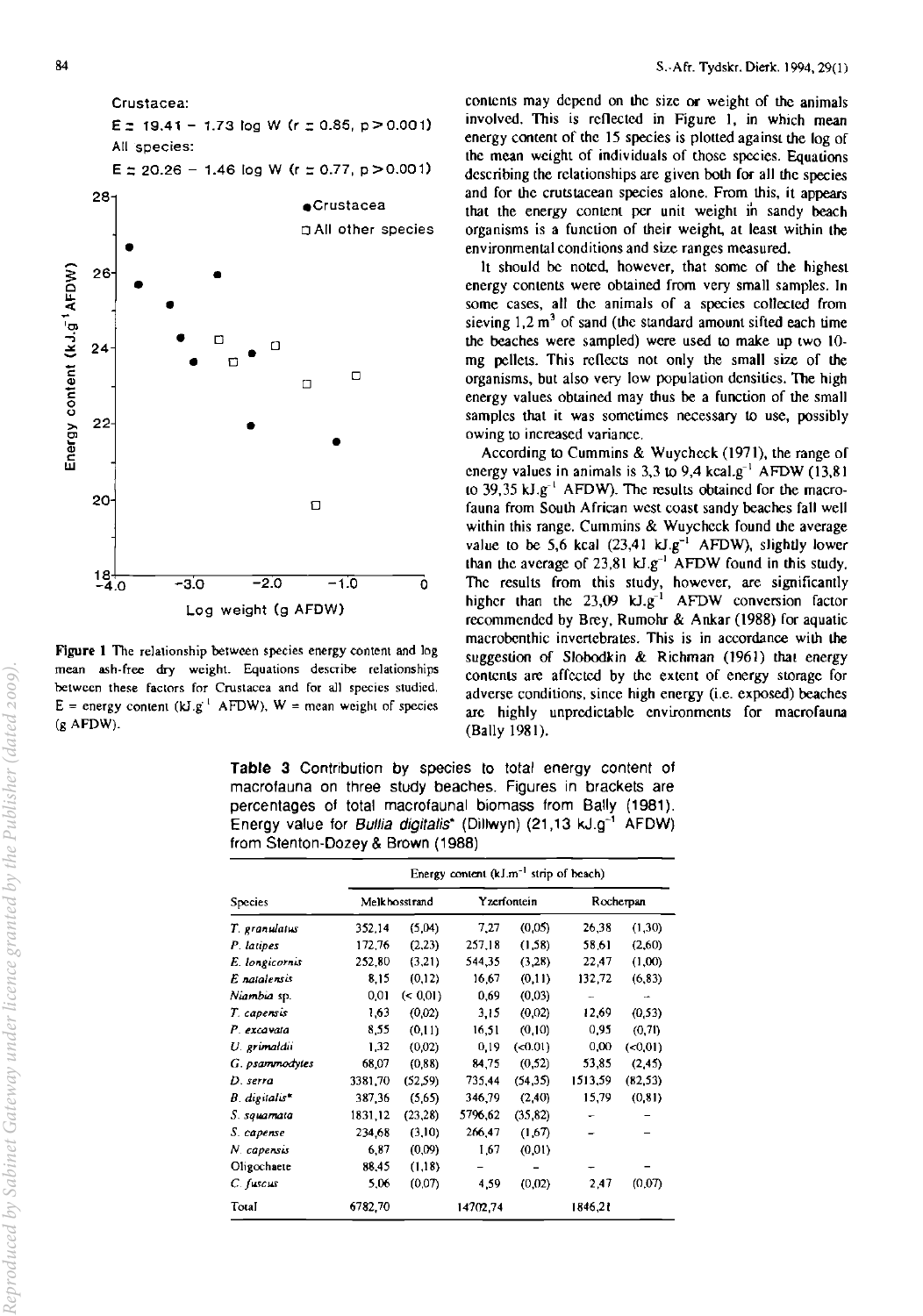Crustacea:

$E = 19.41 - 1.73 \log W$ ($r = 0.85$, $p > 0.001$)

All species:

$E = 20.26 - 1.46 \log W$ ($r = 0.77$, $p > 0.001$)

**Figure 1** The relationship between species energy content and log mean ash-free dry weight. Equations describe relationships between these factors for Crustacea and for all species studied. E = energy content (kJ.g$^{-1}$ AFDW), W = mean weight of species (g AFDW).

contents may depend on the size or weight of the animals involved. This is reflected in Figure 1, in which mean energy content of the 15 species is plotted against the log of the mean weight of individuals of those species. Equations describing the relationships are given both for all the species and for the crutstacean species alone. From this, it appears that the energy content per unit weight in sandy beach organisms is a function of their weight, at least within the environmental conditions and size ranges measured.

It should be noted, however, that some of the highest energy contents were obtained from very small samples. In some cases, all the animals of a species collected from sieving 1,2 m$^3$ of sand (the standard amount sifted each time the beaches were sampled) were used to make up two 10-mg pellets. This reflects not only the small size of the organisms, but also very low population densities. The high energy values obtained may thus be a function of the small samples that it was sometimes necessary to use, possibly owing to increased variance.

According to Cummins & Wuycheck (1971), the range of energy values in animals is 3,3 to 9,4 kcal.g$^{-1}$ AFDW (13,81 to 39,35 kJ.g$^{-1}$ AFDW). The results obtained for the macrofauna from South African west coast sandy beaches fall well within this range. Cummins & Wuycheck found the average value to be 5,6 kcal (23,41 kJ.g$^{-1}$ AFDW), slightly lower than the average of 23,81 kJ.g$^{-1}$ AFDW found in this study. The results from this study, however, are significantly higher than the 23,09 kJ.g$^{-1}$ AFDW conversion factor recommended by Brey, Rumohr & Ankar (1988) for aquatic macrobenthic invertebrates. This is in accordance with the suggestion of Slobodkin & Richman (1961) that energy contents are affected by the extent of energy storage for adverse conditions, since high energy (i.e. exposed) beaches are highly unpredictable environments for macrofauna (Bally 1981).

**Table 3** Contribution by species to total energy content of macrofauna on three study beaches. Figures in brackets are percentages of total macrofaunal biomass from Bally (1981). Energy value for *Bullia digitalis*\* (Dillwyn) (21,13 kJ.g$^{-1}$ AFDW) from Stenton-Dozey & Brown (1988)

| | Energy content (kJ.m$^{-1}$ strip of beach) | | | | | |
|---|---|---|---|---|---|---|
| Species | Melkbosstrand | | Yzerfontein | | Rocherpan | |
| *T. granulatus* | 352,14 | (5,04) | 7,27 | (0,05) | 26,38 | (1,30) |
| *P. latipes* | 172,76 | (2,23) | 257,18 | (1,58) | 58,61 | (2,60) |
| *E. longicornis* | 252,80 | (3,21) | 544,35 | (3,28) | 22,47 | (1,00) |
| *E natalensis* | 8,15 | (0,12) | 16,67 | (0,11) | 132,72 | (6,83) |
| *Niambia* sp. | 0,01 | (< 0,01) | 0,69 | (0,03) | – | – |
| *T. capensis* | 1,63 | (0,02) | 3,15 | (0,02) | 12,69 | (0,53) |
| *P. excavata* | 8,55 | (0,11) | 16,51 | (0,10) | 0,95 | (0,71) |
| *U. grimaldii* | 1,32 | (0,02) | 0,19 | (<0.01) | 0,00 | (<0,01) |
| *G. psammodytes* | 68,07 | (0,88) | 84,75 | (0,52) | 53,85 | (2,45) |
| *D. serra* | 3381,70 | (52,59) | 735,44 | (54,35) | 1513,59 | (82,53) |
| *B. digitalis*\* | 387,36 | (5,65) | 346,79 | (2,40) | 15,79 | (0,81) |
| *S. squamata* | 1831,12 | (23,28) | 5796,62 | (35,82) | – | – |
| *S. capense* | 234,68 | (3,10) | 266,47 | (1,67) | – | – |
| *N. capensis* | 6,87 | (0,09) | 1,67 | (0,01) | | |
| Oligochaete | 88,45 | (1,18) | – | – | – | – |
| *C. fuscus* | 5,06 | (0,07) | 4,59 | (0,02) | 2,47 | (0,07) |
| Total | 6782,70 | | 14702,74 | | 1846,21 | |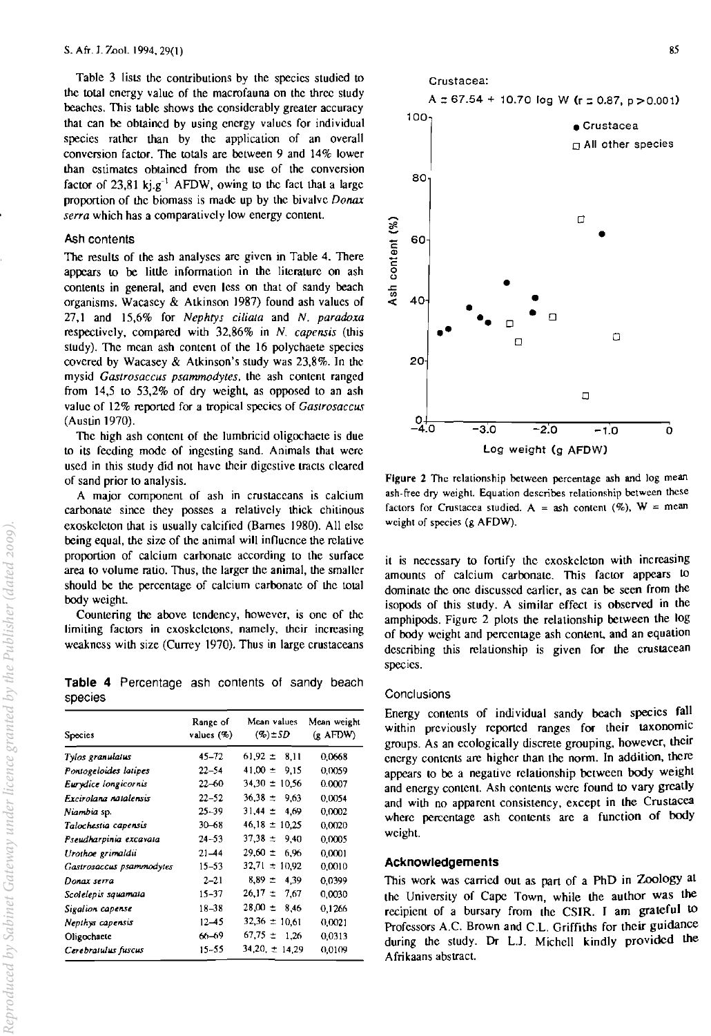Table 3 lists the contributions by the species studied to the total energy value of the macrofauna on the three study beaches. This table shows the considerably greater accuracy that can be obtained by using energy values for individual species rather than by the application of an overall conversion factor. The totals are between 9 and 14% lower than estimates obtained from the use of the conversion factor of 23,81 kj.g$^{-1}$ AFDW, owing to the fact that a large proportion of the biomass is made up by the bivalve *Donax serra* which has a comparatively low energy content.

## Ash contents

The results of the ash analyses are given in Table 4. There appears to be little information in the literature on ash contents in general, and even less on that of sandy beach organisms. Wacasey & Atkinson 1987) found ash values of 27,1 and 15,6% for *Nephtys ciliata* and *N. paradoxa* respectively, compared with 32,86% in *N. capensis* (this study). The mean ash content of the 16 polychaete species covered by Wacasey & Atkinson's study was 23,8%. In the mysid *Gastrosaccus psammodytes*, the ash content ranged from 14,5 to 53,2% of dry weight, as opposed to an ash value of 12% reported for a tropical species of *Gastrosaccus* (Austin 1970).

The high ash content of the lumbricid oligochaete is due to its feeding mode of ingesting sand. Animals that were used in this study did not have their digestive tracts cleared of sand prior to analysis.

A major component of ash in crustaceans is calcium carbonate since they posses a relatively thick chitinous exoskeleton that is usually calcified (Barnes 1980). All else being equal, the size of the animal will influence the relative proportion of calcium carbonate according to the surface area to volume ratio. Thus, the larger the animal, the smaller should be the percentage of calcium carbonate of the total body weight.

Countering the above tendency, however, is one of the limiting factors in exoskeletons, namely, their increasing weakness with size (Currey 1970). Thus in large crustaceans it is necessary to fortify the exoskeleton with increasing amounts of calcium carbonate. This factor appears to dominate the one discussed earlier, as can be seen from the isopods of this study. A similar effect is observed in the amphipods. Figure 2 plots the relationship between the log of body weight and percentage ash content, and an equation describing this relationship is given for the crustacean species.

**Table 4** Percentage ash contents of sandy beach species

| Species | Range of values (%) | Mean values (%)±*SD* | Mean weight (g AFDW) |
|---|---|---|---|
| *Tylos granulatus* | 45–72 | 61,92 ± 8,11 | 0,0668 |
| *Pontogeloides latipes* | 22–54 | 41,00 ± 9,15 | 0,0059 |
| *Eurydice longicornis* | 22–60 | 34,30 ± 10,56 | 0,0007 |
| *Excirolana natalensis* | 22–52 | 36,38 ± 9,63 | 0,0054 |
| *Niambia* sp. | 25–39 | 31,44 ± 4,69 | 0,0002 |
| *Talochestia capensis* | 30–68 | 46,18 ± 10,25 | 0,0020 |
| *Pseudharpinia excavata* | 24–53 | 37,38 ± 9,40 | 0,0005 |
| *Urothoe grimaldii* | 21–44 | 29,60 ± 6,96 | 0,0001 |
| *Gastrosaccus psammodytes* | 15–53 | 32,71 ± 10,92 | 0,0010 |
| *Donax serra* | 2–21 | 8,89 ± 4,39 | 0,0399 |
| *Scolelepis squamata* | 15–37 | 26,17 ± 7,67 | 0,0030 |
| *Sigalion capense* | 18–38 | 28,00 ± 8,46 | 0,1266 |
| *Nepthys capensis* | 12–45 | 32,36 ± 10,61 | 0,0021 |
| Oligochaete | 66–69 | 67,75 ± 1,26 | 0,0313 |
| *Cerebratulus fuscus* | 15–55 | 34,20, ± 14,29 | 0,0109 |

Crustacea:
$A = 67.54 + 10.70 \log W$ ($r = 0.87$, $p > 0.001$)

**Figure 2** The relationship between percentage ash and log mean ash-free dry weight. Equation describes relationship between these factors for Crustacea studied. A = ash content (%), W = mean weight of species (g AFDW).

## Conclusions

Energy contents of individual sandy beach species fall within previously reported ranges for their taxonomic groups. As an ecologically discrete grouping, however, their energy contents are higher than the norm. In addition, there appears to be a negative relationship between body weight and energy content. Ash contents were found to vary greatly and with no apparent consistency, except in the Crustacea where percentage ash contents are a function of body weight.

## Acknowledgements

This work was carried out as part of a PhD in Zoology at the University of Cape Town, while the author was the recipient of a bursary from the CSIR. I am grateful to Professors A.C. Brown and C.L. Griffiths for their guidance during the study. Dr L.J. Michell kindly provided the Afrikaans abstract.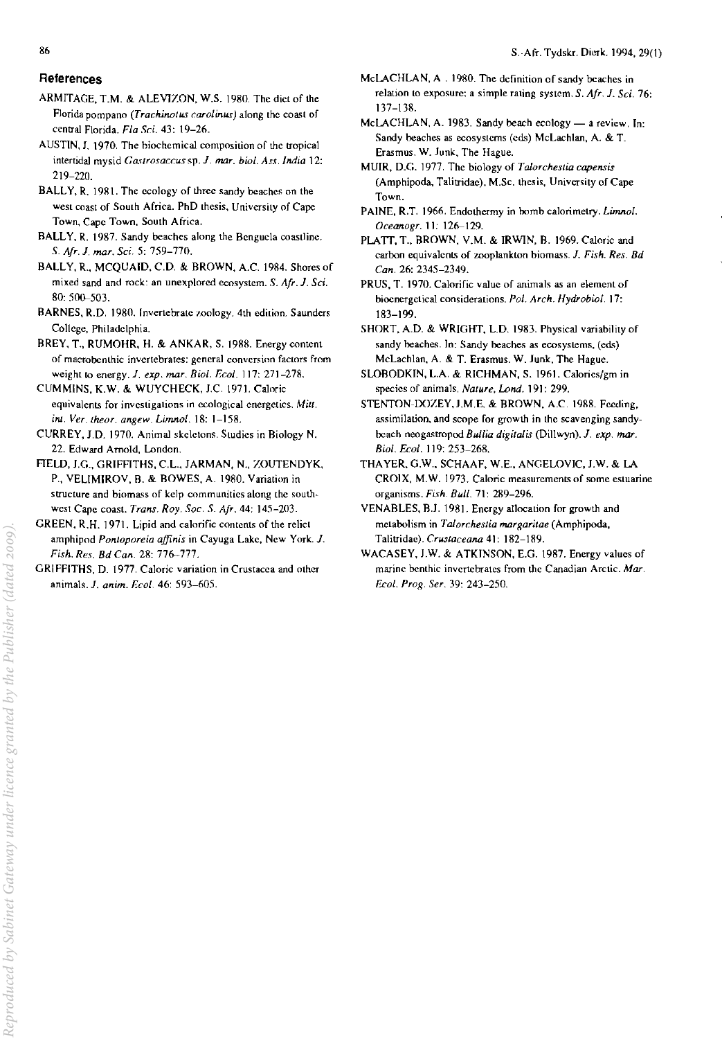## References

ARMITAGE, T.M. & ALEVIZON, W.S. 1980. The diet of the Florida pompano (*Trachinotus carolinus*) along the coast of central Florida. *Fla Sci.* 43: 19–26.

AUSTIN, J. 1970. The biochemical composition of the tropical intertidal mysid *Gastrosaccus* sp. *J. mar. biol. Ass. India* 12: 219–220.

BALLY, R. 1981. The ecology of three sandy beaches on the west coast of South Africa. PhD thesis, University of Cape Town, Cape Town, South Africa.

BALLY, R. 1987. Sandy beaches along the Benguela coastline. *S. Afr. J. mar. Sci.* 5: 759–770.

BALLY, R., MCQUAID, C.D. & BROWN, A.C. 1984. Shores of mixed sand and rock: an unexplored ecosystem. *S. Afr. J. Sci.* 80: 500–503.

BARNES, R.D. 1980. Invertebrate zoology. 4th edition. Saunders College, Philadelphia.

BREY, T., RUMOHR, H. & ANKAR, S. 1988. Energy content of macrobenthic invertebrates: general conversion factors from weight to energy. *J. exp. mar. Biol. Ecol.* 117: 271–278.

CUMMINS, K.W. & WUYCHECK, J.C. 1971. Caloric equivalents for investigations in ecological energetics. *Mitt. int. Ver. theor. angew. Limnol.* 18: 1–158.

CURREY, J.D. 1970. Animal skeletons. Studies in Biology N. 22. Edward Arnold, London.

FIELD, J.G., GRIFFITHS, C.L., JARMAN, N., ZOUTENDYK, P., VELIMIROV, B. & BOWES, A. 1980. Variation in structure and biomass of kelp communities along the south-west Cape coast. *Trans. Roy. Soc. S. Afr.* 44: 145–203.

GREEN, R.H. 1971. Lipid and calorific contents of the relict amphipod *Pontoporeia affinis* in Cayuga Lake, New York. *J. Fish. Res. Bd Can.* 28: 776–777.

GRIFFITHS, D. 1977. Caloric variation in Crustacea and other animals. *J. anim. Ecol.* 46: 593–605.

McLACHLAN, A. 1980. The definition of sandy beaches in relation to exposure: a simple rating system. *S. Afr. J. Sci.* 76: 137–138.

McLACHLAN, A. 1983. Sandy beach ecology — a review. In: Sandy beaches as ecosystems (eds) McLachlan, A. & T. Erasmus. W. Junk, The Hague.

MUIR, D.G. 1977. The biology of *Talorchestia capensis* (Amphipoda, Talitridae). M.Sc. thesis, University of Cape Town.

PAINE, R.T. 1966. Endothermy in bomb calorimetry. *Limnol. Oceanogr.* 11: 126–129.

PLATT, T., BROWN, V.M. & IRWIN, B. 1969. Caloric and carbon equivalents of zooplankton biomass. *J. Fish. Res. Bd Can.* 26: 2345–2349.

PRUS, T. 1970. Calorific value of animals as an element of bioenergetical considerations. *Pol. Arch. Hydrobiol.* 17: 183–199.

SHORT, A.D. & WRIGHT, L.D. 1983. Physical variability of sandy beaches. In: Sandy beaches as ecosystems, (eds) McLachlan, A. & T. Erasmus. W. Junk, The Hague.

SLOBODKIN, L.A. & RICHMAN, S. 1961. Calories/gm in species of animals. *Nature, Lond.* 191: 299.

STENTON-DOZEY, J.M.E. & BROWN, A.C. 1988. Feeding, assimilation, and scope for growth in the scavenging sandy-beach neogastropod *Bullia digitalis* (Dillwyn). *J. exp. mar. Biol. Ecol.* 119: 253–268.

THAYER, G.W., SCHAAF, W.E., ANGELOVIC, J.W. & LA CROIX, M.W. 1973. Caloric measurements of some estuarine organisms. *Fish. Bull.* 71: 289–296.

VENABLES, B.J. 1981. Energy allocation for growth and metabolism in *Talorchestia margaritae* (Amphipoda, Talitridae). *Crustaceana* 41: 182–189.

WACASEY, J.W. & ATKINSON, E.G. 1987. Energy values of marine benthic invertebrates from the Canadian Arctic. *Mar. Ecol. Prog. Ser.* 39: 243–250.